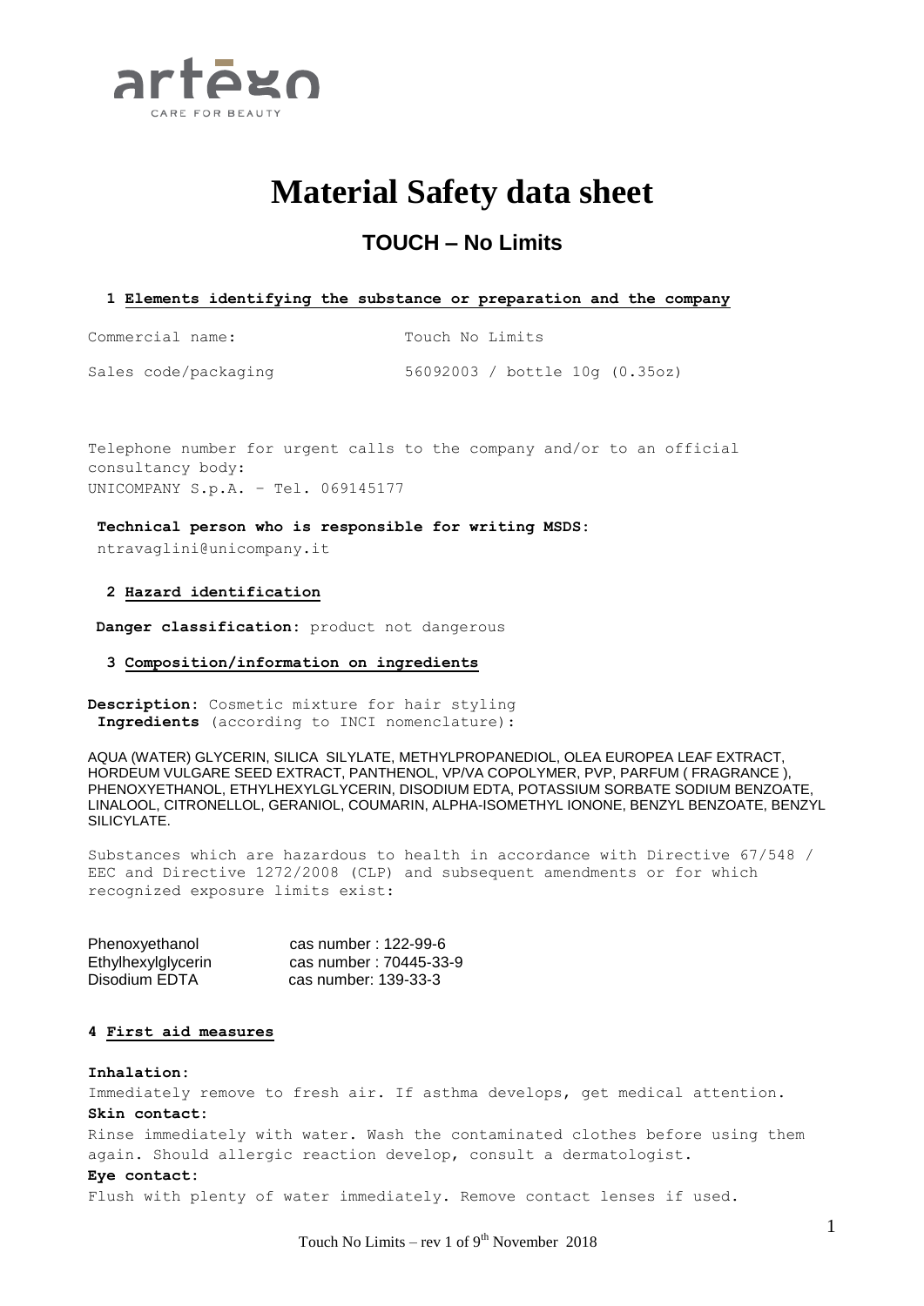# Material Safety data sheet

## TOUCH – No Limits

### 1 Elements identifying the substance or preparation and the company

Commercial name: Touch No Limits

Sales code/packaging 56092003 / bottle 10g (0.35oz)

Telephone number for urgent calls to the company and/or to an official consultancy body:
UNICOMPANY S.p.A. – Tel. 069145177

**Technical person who is responsible for writing MSDS:**
ntravaglini@unicompany.it

### 2 Hazard identification

**Danger classification:** product not dangerous

### 3 Composition/information on ingredients

**Description:** Cosmetic mixture for hair styling
**Ingredients** (according to INCI nomenclature):

AQUA (WATER) GLYCERIN, SILICA SILYLATE, METHYLPROPANEDIOL, OLEA EUROPEA LEAF EXTRACT, HORDEUM VULGARE SEED EXTRACT, PANTHENOL, VP/VA COPOLYMER, PVP, PARFUM ( FRAGRANCE ), PHENOXYETHANOL, ETHYLHEXYLGLYCERIN, DISODIUM EDTA, POTASSIUM SORBATE SODIUM BENZOATE, LINALOOL, CITRONELLOL, GERANIOL, COUMARIN, ALPHA-ISOMETHYL IONONE, BENZYL BENZOATE, BENZYL SILICYLATE.

Substances which are hazardous to health in accordance with Directive 67/548 / EEC and Directive 1272/2008 (CLP) and subsequent amendments or for which recognized exposure limits exist:

| | |
|---|---|
| Phenoxyethanol | cas number : 122-99-6 |
| Ethylhexylglycerin | cas number : 70445-33-9 |
| Disodium EDTA | cas number: 139-33-3 |

### 4 First aid measures

**Inhalation:**
Immediately remove to fresh air. If asthma develops, get medical attention.

**Skin contact:**
Rinse immediately with water. Wash the contaminated clothes before using them again. Should allergic reaction develop, consult a dermatologist.

**Eye contact:**
Flush with plenty of water immediately. Remove contact lenses if used.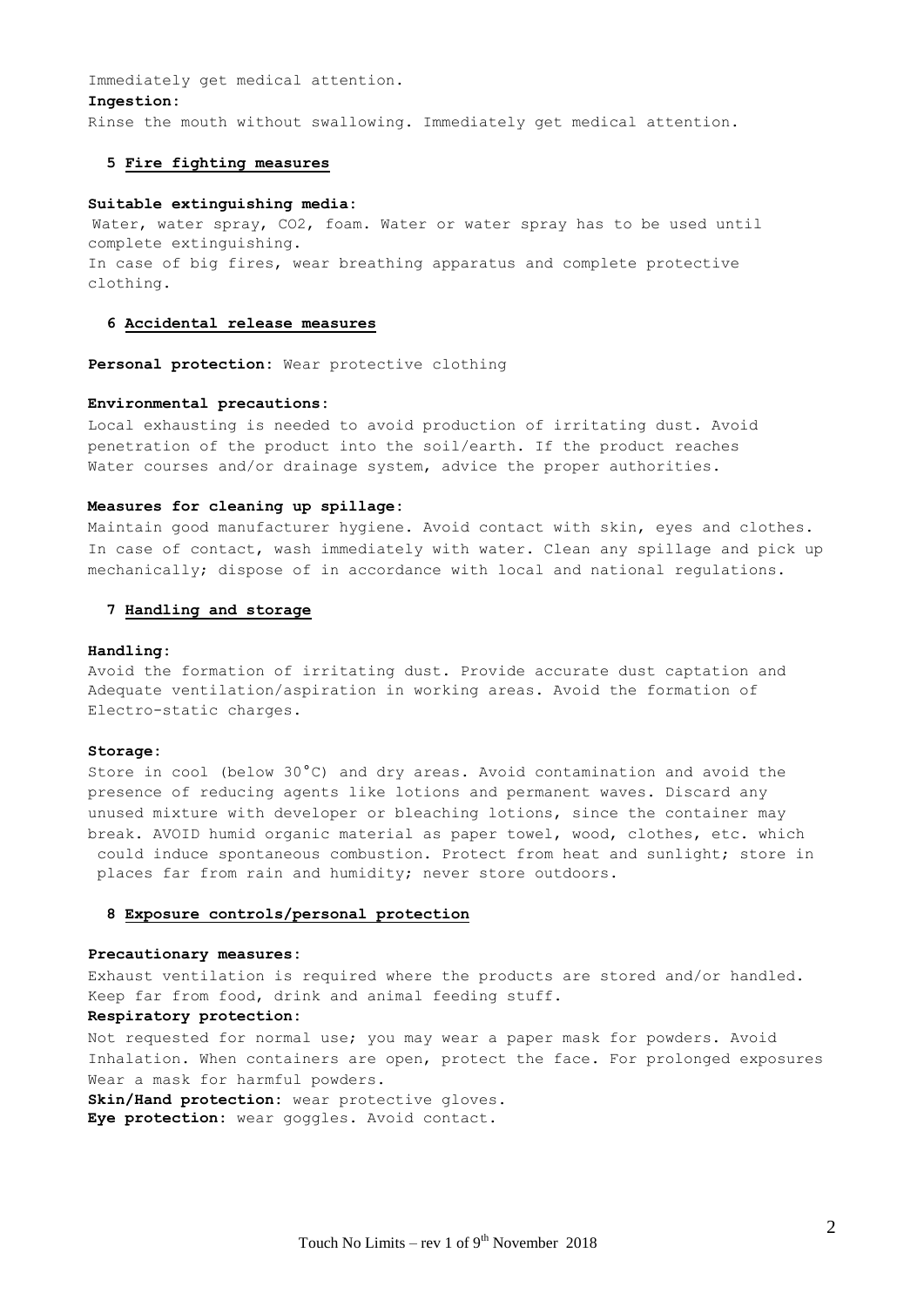Immediately get medical attention.

**Ingestion:**

Rinse the mouth without swallowing. Immediately get medical attention.

## 5 Fire fighting measures

**Suitable extinguishing media:**

Water, water spray, $CO_2$, foam. Water or water spray has to be used until complete extinguishing.

In case of big fires, wear breathing apparatus and complete protective clothing.

## 6 Accidental release measures

**Personal protection:** Wear protective clothing

**Environmental precautions:**

Local exhausting is needed to avoid production of irritating dust. Avoid penetration of the product into the soil/earth. If the product reaches Water courses and/or drainage system, advice the proper authorities.

**Measures for cleaning up spillage:**

Maintain good manufacturer hygiene. Avoid contact with skin, eyes and clothes. In case of contact, wash immediately with water. Clean any spillage and pick up mechanically; dispose of in accordance with local and national regulations.

## 7 Handling and storage

**Handling:**

Avoid the formation of irritating dust. Provide accurate dust captation and Adequate ventilation/aspiration in working areas. Avoid the formation of Electro-static charges.

**Storage:**

Store in cool (below 30°C) and dry areas. Avoid contamination and avoid the presence of reducing agents like lotions and permanent waves. Discard any unused mixture with developer or bleaching lotions, since the container may break. AVOID humid organic material as paper towel, wood, clothes, etc. which could induce spontaneous combustion. Protect from heat and sunlight; store in places far from rain and humidity; never store outdoors.

## 8 Exposure controls/personal protection

**Precautionary measures:**

Exhaust ventilation is required where the products are stored and/or handled. Keep far from food, drink and animal feeding stuff.

**Respiratory protection:**

Not requested for normal use; you may wear a paper mask for powders. Avoid Inhalation. When containers are open, protect the face. For prolonged exposures Wear a mask for harmful powders.

**Skin/Hand protection:** wear protective gloves.

**Eye protection:** wear goggles. Avoid contact.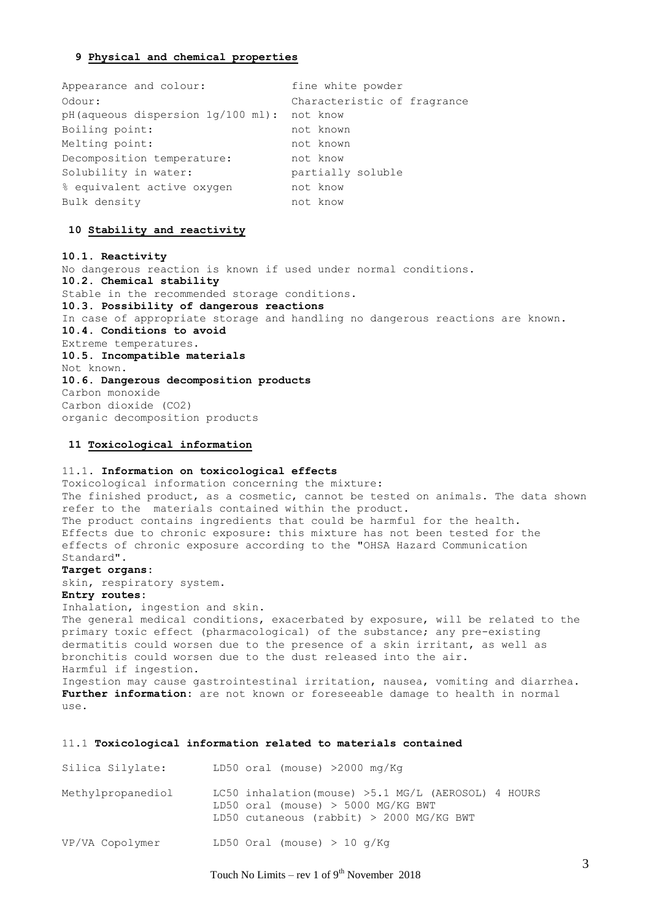## 9 Physical and chemical properties

| | |
|---|---|
| Appearance and colour: | fine white powder |
| Odour: | Characteristic of fragrance |
| pH(aqueous dispersion 1g/100 ml): | not know |
| Boiling point: | not known |
| Melting point: | not known |
| Decomposition temperature: | not know |
| Solubility in water: | partially soluble |
| % equivalent active oxygen | not know |
| Bulk density | not know |

## 10 Stability and reactivity

**10.1. Reactivity**
No dangerous reaction is known if used under normal conditions.
**10.2. Chemical stability**
Stable in the recommended storage conditions.
**10.3. Possibility of dangerous reactions**
In case of appropriate storage and handling no dangerous reactions are known.
**10.4. Conditions to avoid**
Extreme temperatures.
**10.5. Incompatible materials**
Not known.
**10.6. Dangerous decomposition products**
Carbon monoxide
Carbon dioxide ($CO_2$)
organic decomposition products

## 11 Toxicological information

11.1. **Information on toxicological effects**
Toxicological information concerning the mixture:
The finished product, as a cosmetic, cannot be tested on animals. The data shown refer to the materials contained within the product.
The product contains ingredients that could be harmful for the health.
Effects due to chronic exposure: this mixture has not been tested for the effects of chronic exposure according to the "OHSA Hazard Communication Standard".
**Target organs:**
skin, respiratory system.
**Entry routes:**
Inhalation, ingestion and skin.
The general medical conditions, exacerbated by exposure, will be related to the primary toxic effect (pharmacological) of the substance; any pre-existing dermatitis could worsen due to the presence of a skin irritant, as well as bronchitis could worsen due to the dust released into the air.
Harmful if ingestion.
Ingestion may cause gastrointestinal irritation, nausea, vomiting and diarrhea.
**Further information:** are not known or foreseeable damage to health in normal use.

11.1 **Toxicological information related to materials contained**

| | |
|---|---|
| Silica Silylate: | LD50 oral (mouse) >2000 mg/Kg |
| Methylpropanediol | LC50 inhalation(mouse) >5.1 MG/L (AEROSOL) 4 HOURS<br>LD50 oral (mouse) > 5000 MG/KG BWT<br>LD50 cutaneous (rabbit) > 2000 MG/KG BWT |
| VP/VA Copolymer | LD50 Oral (mouse) > 10 g/Kg |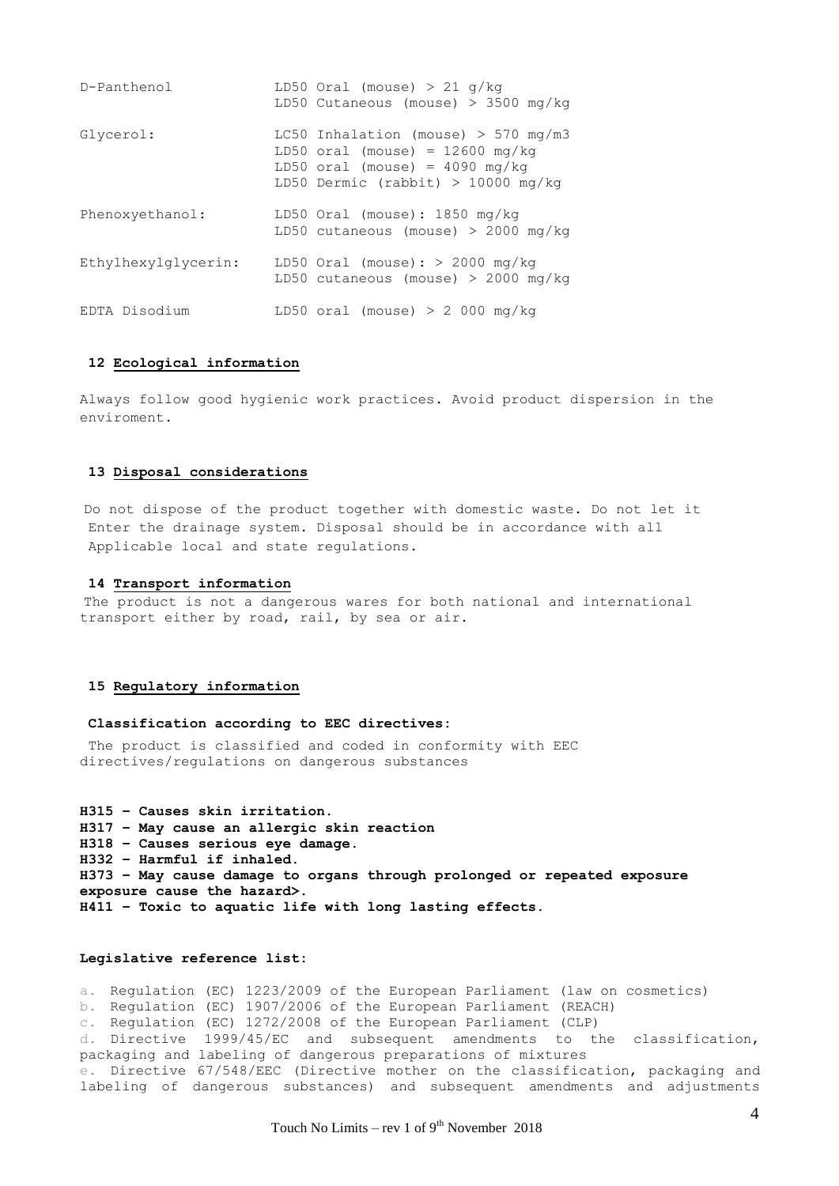| | |
|---|---|
| D-Panthenol | LD50 Oral (mouse) > 21 g/kg<br>LD50 Cutaneous (mouse) > 3500 mg/kg |
| Glycerol: | LC50 Inhalation (mouse) > 570 mg/m3<br>LD50 oral (mouse) = 12600 mg/kg<br>LD50 oral (mouse) = 4090 mg/kg<br>LD50 Dermic (rabbit) > 10000 mg/kg |
| Phenoxyethanol: | LD50 Oral (mouse): 1850 mg/kg<br>LD50 cutaneous (mouse) > 2000 mg/kg |
| Ethylhexylglycerin: | LD50 Oral (mouse): > 2000 mg/kg<br>LD50 cutaneous (mouse) > 2000 mg/kg |
| EDTA Disodium | LD50 oral (mouse) > 2 000 mg/kg |

## 12 Ecological information

Always follow good hygienic work practices. Avoid product dispersion in the enviroment.

## 13 Disposal considerations

Do not dispose of the product together with domestic waste. Do not let it Enter the drainage system. Disposal should be in accordance with all Applicable local and state regulations.

## 14 Transport information

The product is not a dangerous wares for both national and international transport either by road, rail, by sea or air.

## 15 Regulatory information

**Classification according to EEC directives:**

The product is classified and coded in conformity with EEC directives/regulations on dangerous substances

**H315 – Causes skin irritation.**
**H317 – May cause an allergic skin reaction**
**H318 – Causes serious eye damage.**
**H332 – Harmful if inhaled.**
**H373 – May cause damage to organs through prolonged or repeated exposure exposure cause the hazard>.**
**H411 – Toxic to aquatic life with long lasting effects.**

**Legislative reference list:**

a. Regulation (EC) 1223/2009 of the European Parliament (law on cosmetics)
b. Regulation (EC) 1907/2006 of the European Parliament (REACH)
c. Regulation (EC) 1272/2008 of the European Parliament (CLP)
d. Directive 1999/45/EC and subsequent amendments to the classification, packaging and labeling of dangerous preparations of mixtures
e. Directive 67/548/EEC (Directive mother on the classification, packaging and labeling of dangerous substances) and subsequent amendments and adjustments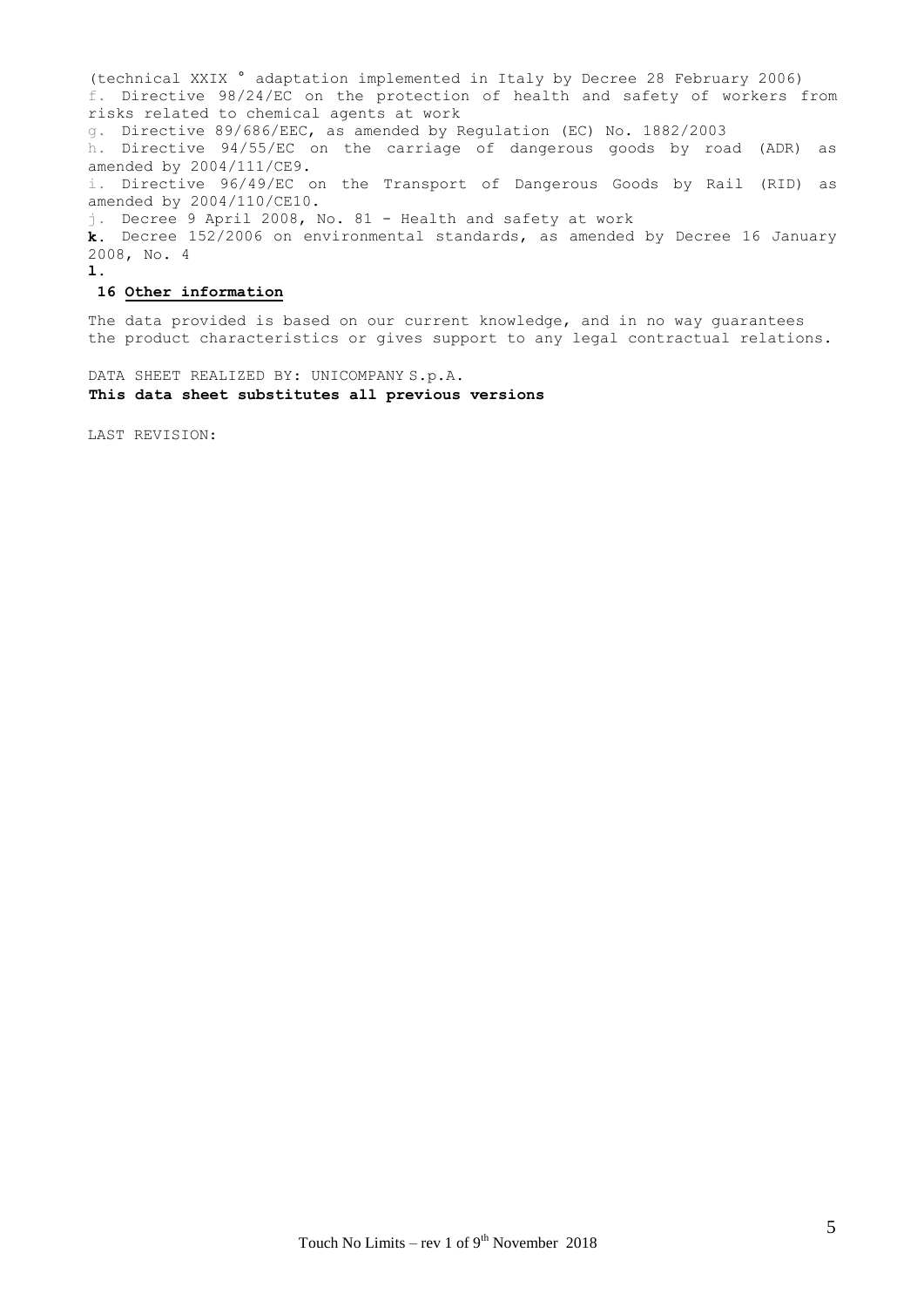(technical XXIX ° adaptation implemented in Italy by Decree 28 February 2006)

f. Directive 98/24/EC on the protection of health and safety of workers from risks related to chemical agents at work

g. Directive 89/686/EEC, as amended by Regulation (EC) No. 1882/2003

h. Directive 94/55/EC on the carriage of dangerous goods by road (ADR) as amended by 2004/111/CE9.

i. Directive 96/49/EC on the Transport of Dangerous Goods by Rail (RID) as amended by 2004/110/CE10.

j. Decree 9 April 2008, No. 81 - Health and safety at work

**k.** Decree 152/2006 on environmental standards, as amended by Decree 16 January 2008, No. 4

**l.**

## 16 Other information

The data provided is based on our current knowledge, and in no way guarantees the product characteristics or gives support to any legal contractual relations.

DATA SHEET REALIZED BY: UNICOMPANY S.p.A.

**This data sheet substitutes all previous versions**

LAST REVISION: